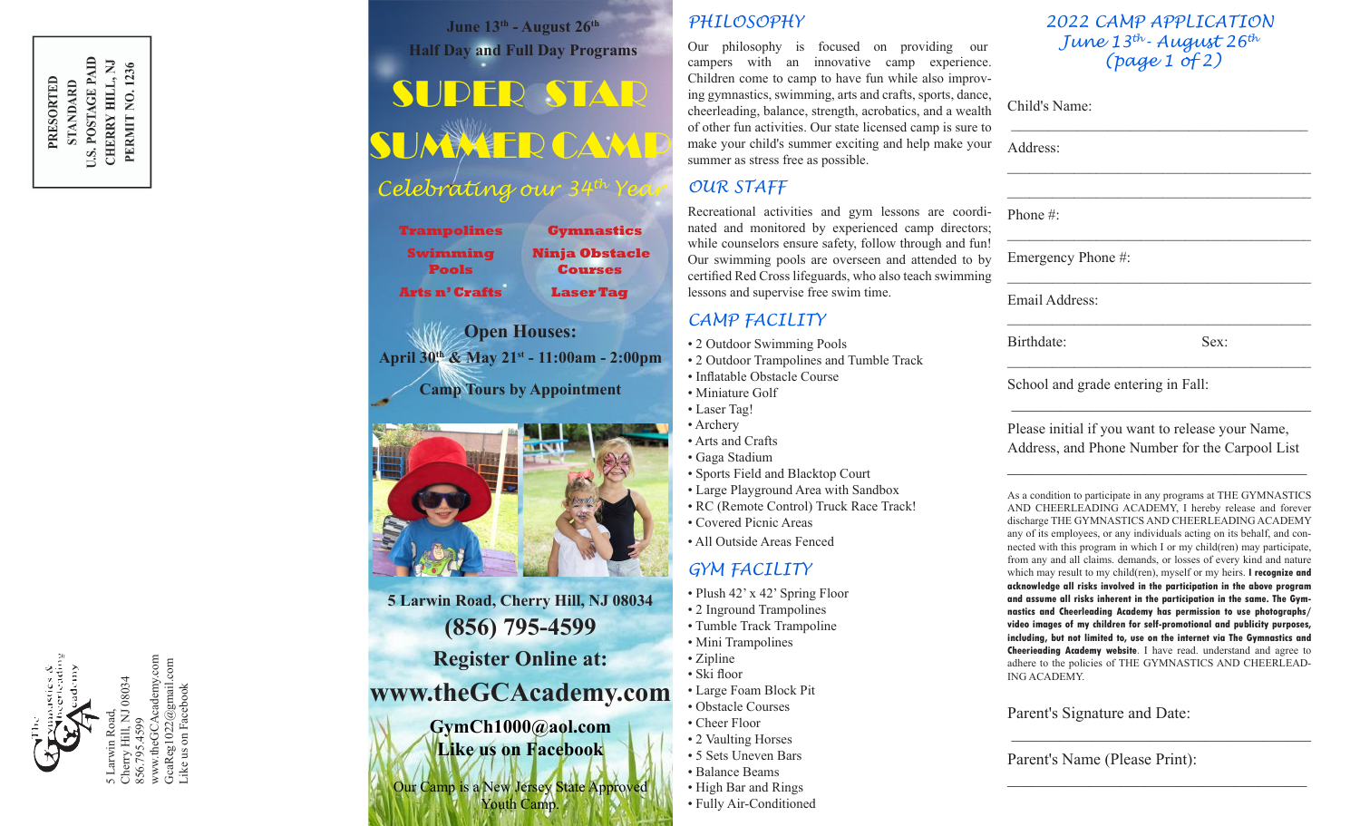PRESORTED
STANDARD
U.S. POSTAGE PAID
CHERRY HILL, NJ
PERMIT NO. 1236

The Gymnastics & Cheerleading Academy

5 Larwin Road,
Cherry Hill, NJ 08034
856.795.4599
www.theGCAcademy.com
GcaReg1022@gmail.com
Like us on Facebook

June 13th - August 26th

Half Day and Full Day Programs

# SUPER STAR SUMMER CAMP

*Celebrating our 34th Year*

- Trampolines
- Gymnastics
- Swimming Pools
- Ninja Obstacle Courses
- Arts n' Crafts
- Laser Tag

**Open Houses:**
**April 30th & May 21st - 11:00am - 2:00pm**

**Camp Tours by Appointment**

**5 Larwin Road, Cherry Hill, NJ 08034**

**(856) 795-4599**

**Register Online at:**

**www.theGCAcademy.com**

**GymCh1000@aol.com**
**Like us on Facebook**

Our Camp is a New Jersey State Approved Youth Camp.

## PHILOSOPHY

Our philosophy is focused on providing our campers with an innovative camp experience. Children come to camp to have fun while also improving gymnastics, swimming, arts and crafts, sports, dance, cheerleading, balance, strength, acrobatics, and a wealth of other fun activities. Our state licensed camp is sure to make your child's summer exciting and help make your summer as stress free as possible.

## OUR STAFF

Recreational activities and gym lessons are coordinated and monitored by experienced camp directors; while counselors ensure safety, follow through and fun! Our swimming pools are overseen and attended to by certified Red Cross lifeguards, who also teach swimming lessons and supervise free swim time.

## CAMP FACILITY

- 2 Outdoor Swimming Pools
- 2 Outdoor Trampolines and Tumble Track
- Inflatable Obstacle Course
- Miniature Golf
- Laser Tag!
- Archery
- Arts and Crafts
- Gaga Stadium
- Sports Field and Blacktop Court
- Large Playground Area with Sandbox
- RC (Remote Control) Truck Race Track!
- Covered Picnic Areas
- All Outside Areas Fenced

## GYM FACILITY

- Plush 42' x 42' Spring Floor
- 2 Inground Trampolines
- Tumble Track Trampoline
- Mini Trampolines
- Zipline
- Ski floor
- Large Foam Block Pit
- Obstacle Courses
- Cheer Floor
- 2 Vaulting Horses
- 5 Sets Uneven Bars
- Balance Beams
- High Bar and Rings
- Fully Air-Conditioned

## 2022 CAMP APPLICATION
## June 13th - August 26th
## (page 1 of 2)

Child's Name: ______________________________

Address: ______________________________

______________________________

Phone #: ______________________________

Emergency Phone #: ______________________________

Email Address: ______________________________

Birthdate: ______________ Sex: ______________

School and grade entering in Fall: ______________________________

Please initial if you want to release your Name, Address, and Phone Number for the Carpool List

______________________________

As a condition to participate in any programs at THE GYMNASTICS AND CHEERLEADING ACADEMY, I hereby release and forever discharge THE GYMNASTICS AND CHEERLEADING ACADEMY any of its employees, or any individuals acting on its behalf, and connected with this program in which I or my child(ren) may participate, from any and all claims. demands, or losses of every kind and nature which may result to my child(ren), myself or my heirs. **I recognize and acknowledge all risks involved in the participation in the above program and assume all risks inherent in the participation in the same. The Gymnastics and Cheerleading Academy has permission to use photographs/video images of my children for self-promotional and publicity purposes, including, but not limited to, use on the internet via The Gymnastics and Cheerleading Academy website**. I have read. understand and agree to adhere to the policies of THE GYMNASTICS AND CHEERLEADING ACADEMY.

Parent's Signature and Date: ______________________________

Parent's Name (Please Print): ______________________________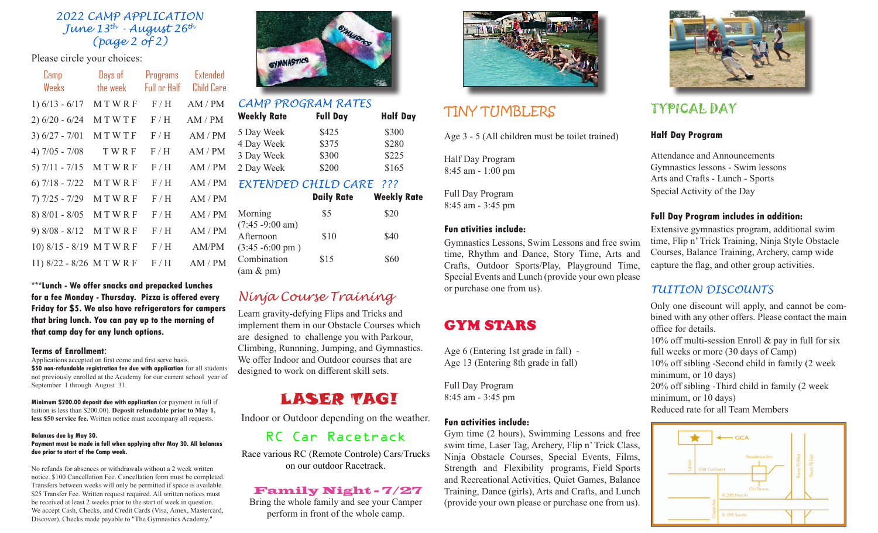## 2022 CAMP APPLICATION
## June 13th - August 26th
## (page 2 of 2)

Please circle your choices:

| Camp Weeks | Days of the week | Programs Full or Half | Extended Child Care |
|---|---|---|---|
| 1) 6/13 - 6/17 | M T W R F | F / H | AM / PM |
| 2) 6/20 - 6/24 | M T W T F | F / H | AM / PM |
| 3) 6/27 - 7/01 | M T W T F | F / H | AM / PM |
| 4) 7/05 - 7/08 | T W R F | F / H | AM / PM |
| 5) 7/11 - 7/15 | M T W R F | F / H | AM / PM |
| 6) 7/18 - 7/22 | M T W R F | F / H | AM / PM |
| 7) 7/25 - 7/29 | M T W R F | F / H | AM / PM |
| 8) 8/01 - 8/05 | M T W R F | F / H | AM / PM |
| 9) 8/08 - 8/12 | M T W R F | F / H | AM / PM |
| 10) 8/15 - 8/19 | M T W R F | F / H | AM/PM |
| 11) 8/22 - 8/26 | M T W R F | F / H | AM / PM |

***Lunch - We offer snacks and prepacked Lunches for a fee Monday - Thursday. Pizza is offered every Friday for $5. We also have refrigerators for campers that bring lunch. You can pay up to the morning of that camp day for any lunch options.**

**Terms of Enrollment**:
Applications accepted on first come and first serve basis.
**$50 non-refundable registration fee due with application** for all students not previously enrolled at the Academy for our current school year of September 1 through August 31.

**Minimum $200.00 deposit due with application** (or payment in full if tuition is less than $200.00). **Deposit refundable prior to May 1, less $50 service fee.** Written notice must accompany all requests.

**Balances due by May 30.**
**Payment must be made in full when applying after May 30. All balances due prior to start of the Camp week.**

No refunds for absences or withdrawals without a 2 week written notice. $100 Cancellation Fee. Cancellation form must be completed. Transfers between weeks will only be permitted if space is available. $25 Transfer Fee. Written request required. All written notices must be received at least 2 weeks prior to the start of week in question. We accept Cash, Checks, and Credit Cards (Visa, Amex, Mastercard, Discover). Checks made payable to "The Gymnastics Academy."

## CAMP PROGRAM RATES

| Weekly Rate | Full Day | Half Day |
|---|---|---|
| 5 Day Week | $425 | $300 |
| 4 Day Week | $375 | $280 |
| 3 Day Week | $300 | $225 |
| 2 Day Week | $200 | $165 |

## EXTENDED CHILD CARE ???

| | Daily Rate | Weekly Rate |
|---|---|---|
| Morning (7:45 -9:00 am) | $5 | $20 |
| Afternoon (3:45 -6:00 pm ) | $10 | $40 |
| Combination (am & pm) | $15 | $60 |

## Ninja Course Training

Learn gravity-defying Flips and Tricks and implement them in our Obstacle Courses which are designed to challenge you with Parkour, Climbing, Runnning, Jumping, and Gymnastics. We offer Indoor and Outdoor courses that are designed to work on different skill sets.

## LASER TAG!

Indoor or Outdoor depending on the weather.

## RC Car Racetrack

Race various RC (Remote Controle) Cars/Trucks on our outdoor Racetrack.

## Family Night - 7/27

Bring the whole family and see your Camper perform in front of the whole camp.

## TINY TUMBLERS

Age 3 - 5 (All children must be toilet trained)

Half Day Program
8:45 am - 1:00 pm

Full Day Program
8:45 am - 3:45 pm

**Fun ativities include:**

Gymnastics Lessons, Swim Lessons and free swim time, Rhythm and Dance, Story Time, Arts and Crafts, Outdoor Sports/Play, Playground Time, Special Events and Lunch (provide your own please or purchase one from us).

## GYM STARS

Age 6 (Entering 1st grade in fall) -
Age 13 (Entering 8th grade in fall)

Full Day Program
8:45 am - 3:45 pm

**Fun activities include:**

Gym time (2 hours), Swimming Lessons and free swim time, Laser Tag, Archery, Flip n' Trick Class, Ninja Obstacle Courses, Special Events, Films, Strength and Flexibility programs, Field Sports and Recreational Activities, Quiet Games, Balance Training, Dance (girls), Arts and Crafts, and Lunch (provide your own please or purchase one from us).

## TYPICAL DAY

**Half Day Program**

Attendance and Announcements
Gymnastics lessons - Swim lessons
Arts and Crafts - Lunch - Sports
Special Activity of the Day

**Full Day Program includes in addition:**

Extensive gymnastics program, additional swim time, Flip n' Trick Training, Ninja Style Obstacle Courses, Balance Training, Archery, camp wide capture the flag, and other group activities.

## TUITION DISCOUNTS

Only one discount will apply, and cannot be combined with any other offers. Please contact the main office for details.
10% off multi-session Enroll & pay in full for six full weeks or more (30 days of Camp)
10% off sibling -Second child in family (2 week minimum, or 10 days)
20% off sibling -Third child in family (2 week minimum, or 10 days)
Reduced rate for all Team Members

GCA
Residence Inn
Old Cuthbert
Larch
Route 70 West
Route 70 East
CH Tennis
R. 295 North
Chapel Ave
R. 295 South